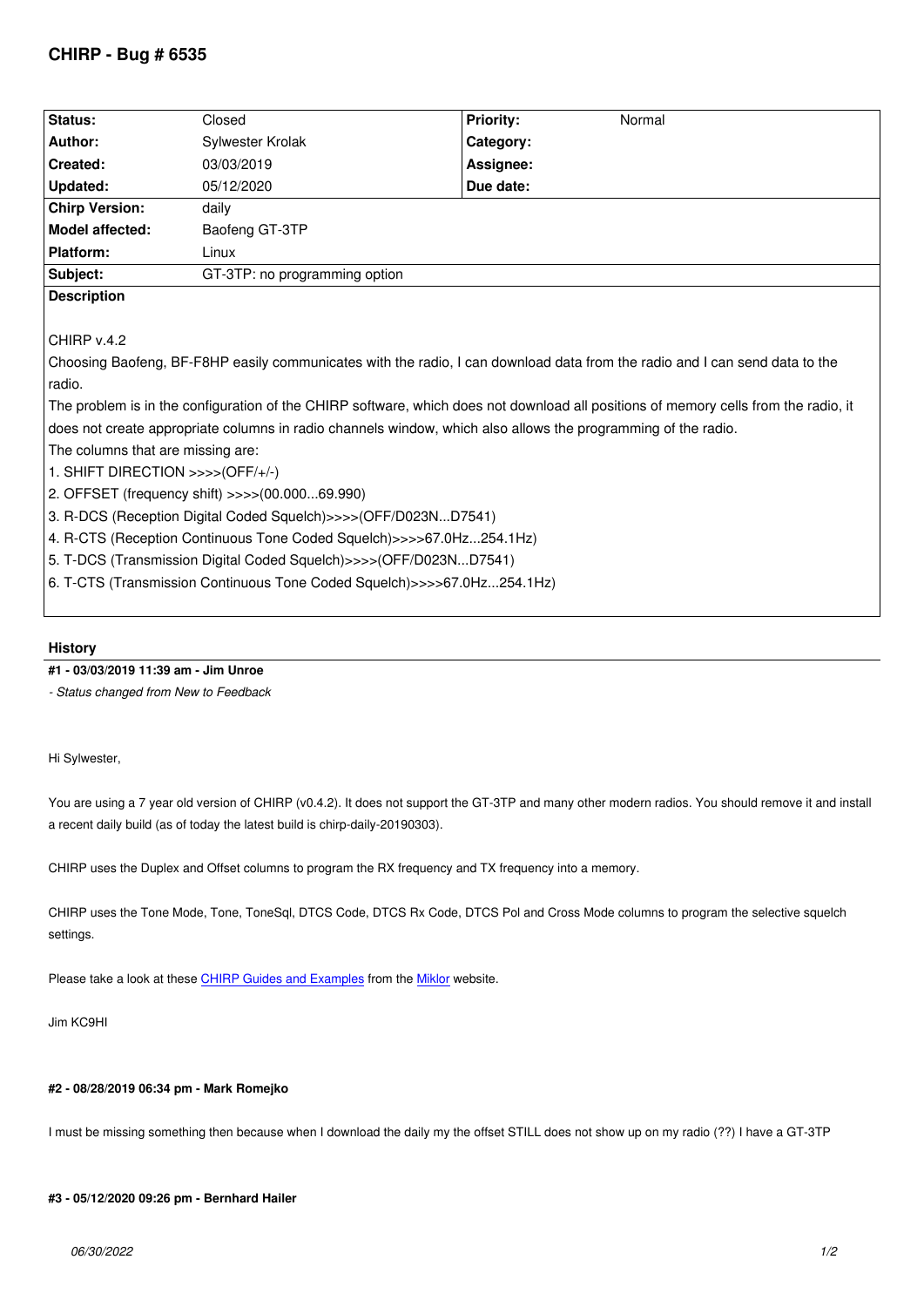# CHIRP - Bug # 6535

| Status: | Closed | Priority: | Normal |
|---|---|---|---|
| Author: | Sylwester Krolak | Category: | |
| Created: | 03/03/2019 | Assignee: | |
| Updated: | 05/12/2020 | Due date: | |
| Chirp Version: | daily | | |
| Model affected: | Baofeng GT-3TP | | |
| Platform: | Linux | | |
| Subject: | GT-3TP: no programming option | | |

**Description**

CHIRP v.4.2

Choosing Baofeng, BF-F8HP easily communicates with the radio, I can download data from the radio and I can send data to the radio.

The problem is in the configuration of the CHIRP software, which does not download all positions of memory cells from the radio, it does not create appropriate columns in radio channels window, which also allows the programming of the radio.

The columns that are missing are:

1. SHIFT DIRECTION >>>>(OFF/+/-)
2. OFFSET (frequency shift) >>>>(00.000...69.990)
3. R-DCS (Reception Digital Coded Squelch)>>>>(OFF/D023N...D7541)
4. R-CTS (Reception Continuous Tone Coded Squelch)>>>>67.0Hz...254.1Hz)
5. T-DCS (Transmission Digital Coded Squelch)>>>>(OFF/D023N...D7541)
6. T-CTS (Transmission Continuous Tone Coded Squelch)>>>>67.0Hz...254.1Hz)

## History

**#1 - 03/03/2019 11:39 am - Jim Unroe**

*- Status changed from New to Feedback*

Hi Sylwester,

You are using a 7 year old version of CHIRP (v0.4.2). It does not support the GT-3TP and many other modern radios. You should remove it and install a recent daily build (as of today the latest build is chirp-daily-20190303).

CHIRP uses the Duplex and Offset columns to program the RX frequency and TX frequency into a memory.

CHIRP uses the Tone Mode, Tone, ToneSql, DTCS Code, DTCS Rx Code, DTCS Pol and Cross Mode columns to program the selective squelch settings.

Please take a look at these CHIRP Guides and Examples from the Miklor website.

Jim KC9HI

**#2 - 08/28/2019 06:34 pm - Mark Romejko**

I must be missing something then because when I download the daily my the offset STILL does not show up on my radio (??) I have a GT-3TP

**#3 - 05/12/2020 09:26 pm - Bernhard Hailer**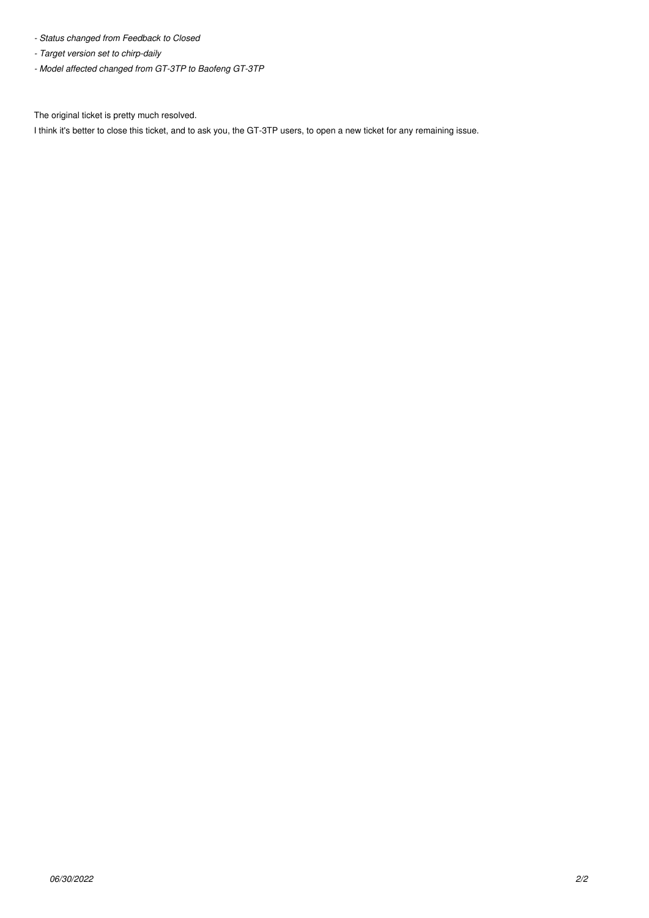- *Status changed from Feedback to Closed*
- *Target version set to chirp-daily*
- *Model affected changed from GT-3TP to Baofeng GT-3TP*

The original ticket is pretty much resolved.

I think it's better to close this ticket, and to ask you, the GT-3TP users, to open a new ticket for any remaining issue.